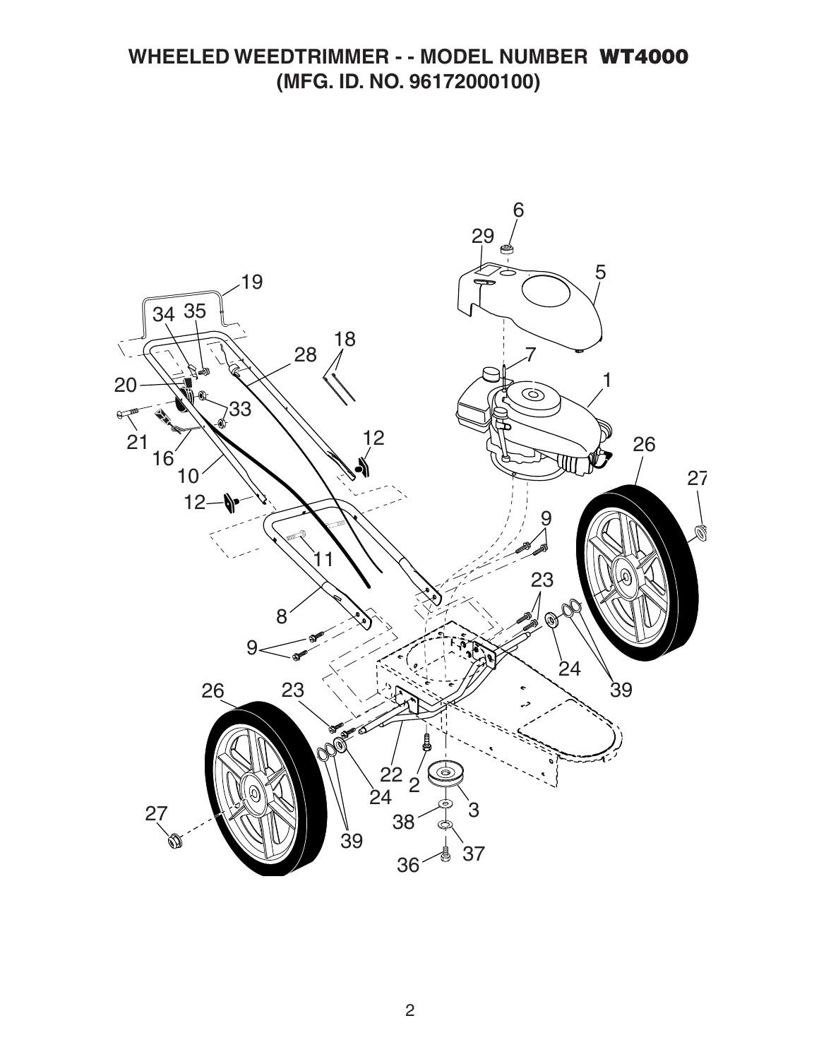# WHEELED WEEDTRIMMER - - MODEL NUMBER WT4000
## (MFG. ID. NO. 96172000100)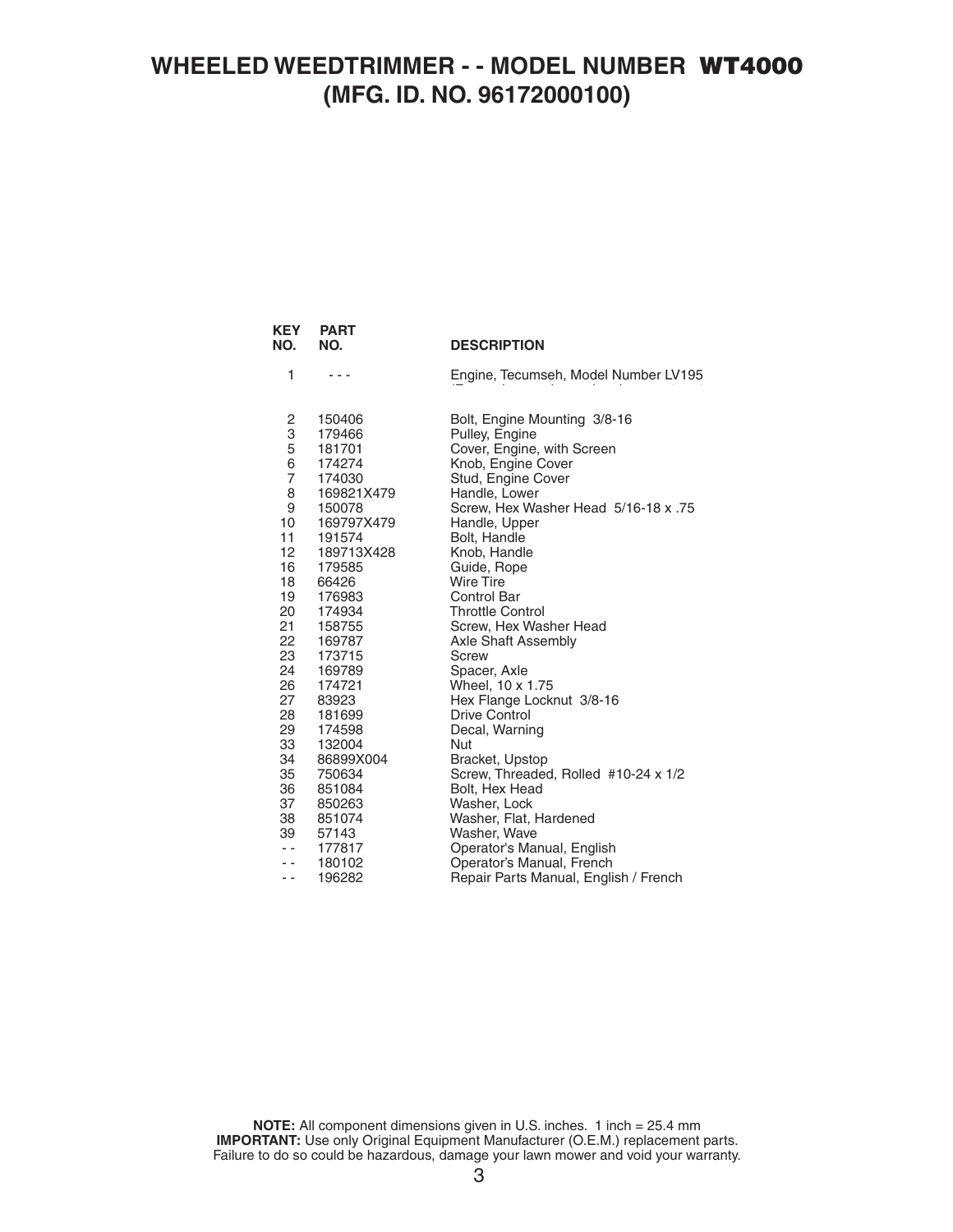# WHEELED WEEDTRIMMER - - MODEL NUMBER WT4000
# (MFG. ID. NO. 96172000100)

| KEY NO. | PART NO. | DESCRIPTION |
|---|---|---|
| 1 | - - - | Engine, Tecumseh, Model Number LV195 |
| 2 | 150406 | Bolt, Engine Mounting 3/8-16 |
| 3 | 179466 | Pulley, Engine |
| 5 | 181701 | Cover, Engine, with Screen |
| 6 | 174274 | Knob, Engine Cover |
| 7 | 174030 | Stud, Engine Cover |
| 8 | 169821X479 | Handle, Lower |
| 9 | 150078 | Screw, Hex Washer Head 5/16-18 x .75 |
| 10 | 169797X479 | Handle, Upper |
| 11 | 191574 | Bolt, Handle |
| 12 | 189713X428 | Knob, Handle |
| 16 | 179585 | Guide, Rope |
| 18 | 66426 | Wire Tire |
| 19 | 176983 | Control Bar |
| 20 | 174934 | Throttle Control |
| 21 | 158755 | Screw, Hex Washer Head |
| 22 | 169787 | Axle Shaft Assembly |
| 23 | 173715 | Screw |
| 24 | 169789 | Spacer, Axle |
| 26 | 174721 | Wheel, 10 x 1.75 |
| 27 | 83923 | Hex Flange Locknut 3/8-16 |
| 28 | 181699 | Drive Control |
| 29 | 174598 | Decal, Warning |
| 33 | 132004 | Nut |
| 34 | 86899X004 | Bracket, Upstop |
| 35 | 750634 | Screw, Threaded, Rolled #10-24 x 1/2 |
| 36 | 851084 | Bolt, Hex Head |
| 37 | 850263 | Washer, Lock |
| 38 | 851074 | Washer, Flat, Hardened |
| 39 | 57143 | Washer, Wave |
| - - | 177817 | Operator's Manual, English |
| - - | 180102 | Operator's Manual, French |
| - - | 196282 | Repair Parts Manual, English / French |

**NOTE:** All component dimensions given in U.S. inches. 1 inch = 25.4 mm
**IMPORTANT:** Use only Original Equipment Manufacturer (O.E.M.) replacement parts. Failure to do so could be hazardous, damage your lawn mower and void your warranty.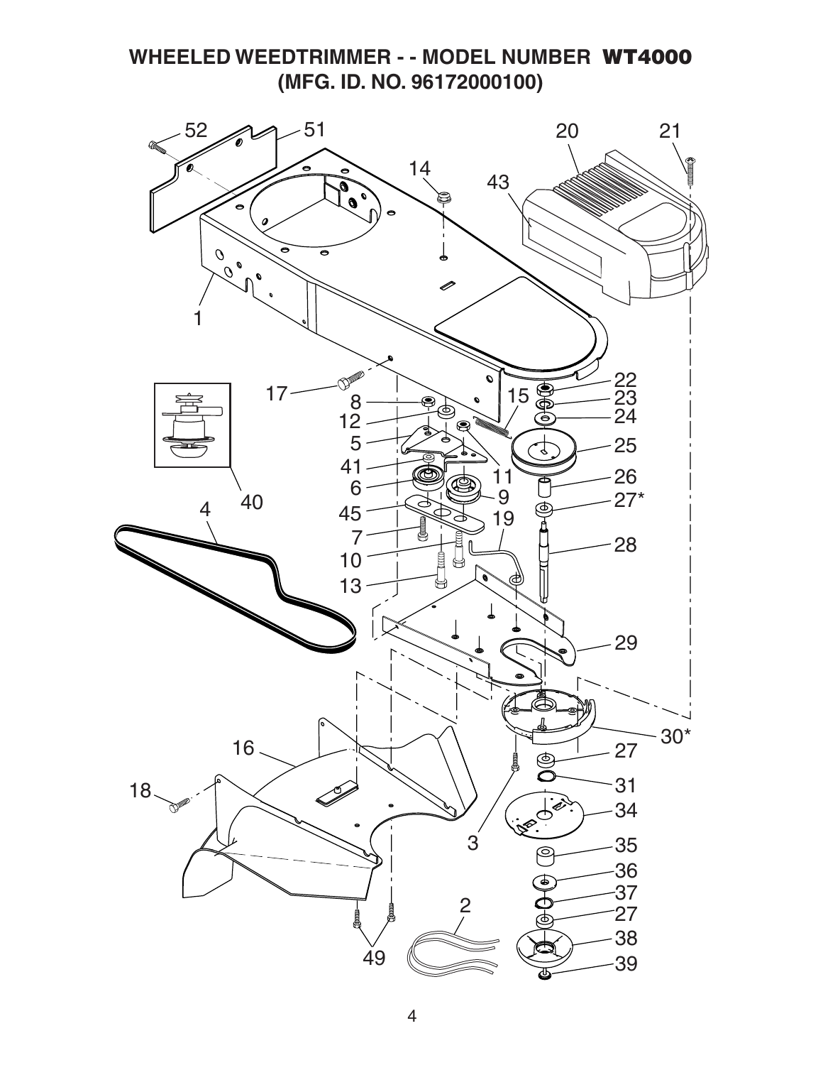# WHEELED WEEDTRIMMER - - MODEL NUMBER WT4000
## (MFG. ID. NO. 96172000100)

52 51 20 21 14 43 1 17 22 23 24 8 15 12 25 5 11 41 26 6 9 27* 4 40 45 19 7 28 10 13 29 30* 16 27 18 31 34 3 35 36 37 2 27 38 49 39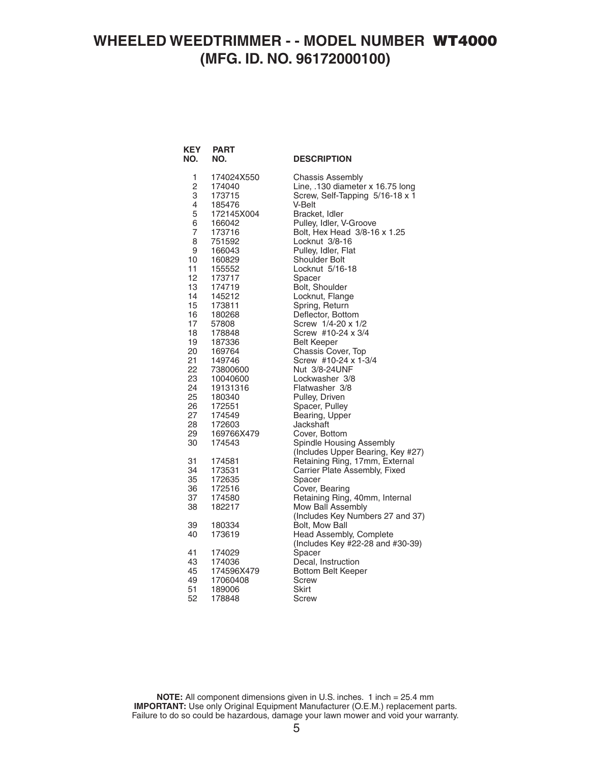# WHEELED WEEDTRIMMER - - MODEL NUMBER WT4000 (MFG. ID. NO. 96172000100)

| KEY NO. | PART NO. | DESCRIPTION |
|---|---|---|
| 1 | 174024X550 | Chassis Assembly |
| 2 | 174040 | Line, .130 diameter x 16.75 long |
| 3 | 173715 | Screw, Self-Tapping 5/16-18 x 1 |
| 4 | 185476 | V-Belt |
| 5 | 172145X004 | Bracket, Idler |
| 6 | 166042 | Pulley, Idler, V-Groove |
| 7 | 173716 | Bolt, Hex Head 3/8-16 x 1.25 |
| 8 | 751592 | Locknut 3/8-16 |
| 9 | 166043 | Pulley, Idler, Flat |
| 10 | 160829 | Shoulder Bolt |
| 11 | 155552 | Locknut 5/16-18 |
| 12 | 173717 | Spacer |
| 13 | 174719 | Bolt, Shoulder |
| 14 | 145212 | Locknut, Flange |
| 15 | 173811 | Spring, Return |
| 16 | 180268 | Deflector, Bottom |
| 17 | 57808 | Screw 1/4-20 x 1/2 |
| 18 | 178848 | Screw #10-24 x 3/4 |
| 19 | 187336 | Belt Keeper |
| 20 | 169764 | Chassis Cover, Top |
| 21 | 149746 | Screw #10-24 x 1-3/4 |
| 22 | 73800600 | Nut 3/8-24UNF |
| 23 | 10040600 | Lockwasher 3/8 |
| 24 | 19131316 | Flatwasher 3/8 |
| 25 | 180340 | Pulley, Driven |
| 26 | 172551 | Spacer, Pulley |
| 27 | 174549 | Bearing, Upper |
| 28 | 172603 | Jackshaft |
| 29 | 169766X479 | Cover, Bottom |
| 30 | 174543 | Spindle Housing Assembly (Includes Upper Bearing, Key #27) |
| 31 | 174581 | Retaining Ring, 17mm, External |
| 34 | 173531 | Carrier Plate Assembly, Fixed |
| 35 | 172635 | Spacer |
| 36 | 172516 | Cover, Bearing |
| 37 | 174580 | Retaining Ring, 40mm, Internal |
| 38 | 182217 | Mow Ball Assembly (Includes Key Numbers 27 and 37) |
| 39 | 180334 | Bolt, Mow Ball |
| 40 | 173619 | Head Assembly, Complete (Includes Key #22-28 and #30-39) |
| 41 | 174029 | Spacer |
| 43 | 174036 | Decal, Instruction |
| 45 | 174596X479 | Bottom Belt Keeper |
| 49 | 17060408 | Screw |
| 51 | 189006 | Skirt |
| 52 | 178848 | Screw |

**NOTE:** All component dimensions given in U.S. inches. 1 inch = 25.4 mm
**IMPORTANT:** Use only Original Equipment Manufacturer (O.E.M.) replacement parts. Failure to do so could be hazardous, damage your lawn mower and void your warranty.